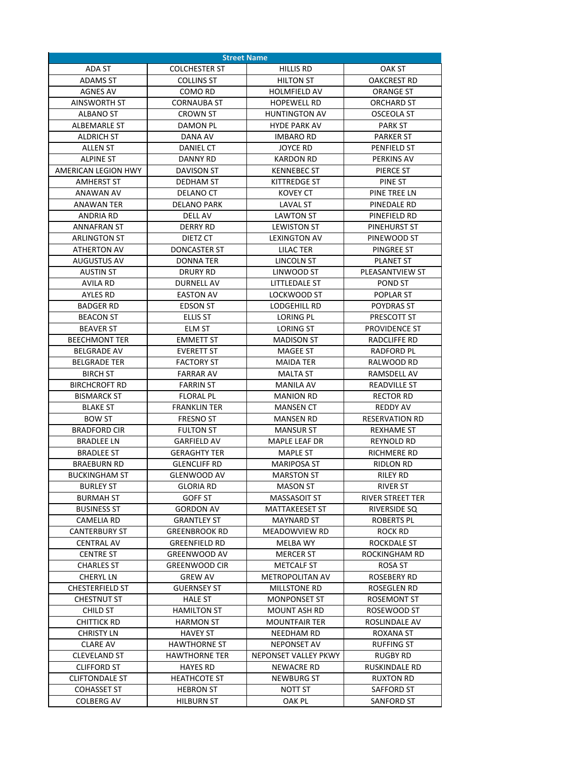| Street Name | | | |
|---|---|---|---|
| ADA ST | COLCHESTER ST | HILLIS RD | OAK ST |
| ADAMS ST | COLLINS ST | HILTON ST | OAKCREST RD |
| AGNES AV | COMO RD | HOLMFIELD AV | ORANGE ST |
| AINSWORTH ST | CORNAUBA ST | HOPEWELL RD | ORCHARD ST |
| ALBANO ST | CROWN ST | HUNTINGTON AV | OSCEOLA ST |
| ALBEMARLE ST | DAMON PL | HYDE PARK AV | PARK ST |
| ALDRICH ST | DANA AV | IMBARO RD | PARKER ST |
| ALLEN ST | DANIEL CT | JOYCE RD | PENFIELD ST |
| ALPINE ST | DANNY RD | KARDON RD | PERKINS AV |
| AMERICAN LEGION HWY | DAVISON ST | KENNEBEC ST | PIERCE ST |
| AMHERST ST | DEDHAM ST | KITTREDGE ST | PINE ST |
| ANAWAN AV | DELANO CT | KOVEY CT | PINE TREE LN |
| ANAWAN TER | DELANO PARK | LAVAL ST | PINEDALE RD |
| ANDRIA RD | DELL AV | LAWTON ST | PINEFIELD RD |
| ANNAFRAN ST | DERRY RD | LEWISTON ST | PINEHURST ST |
| ARLINGTON ST | DIETZ CT | LEXINGTON AV | PINEWOOD ST |
| ATHERTON AV | DONCASTER ST | LILAC TER | PINGREE ST |
| AUGUSTUS AV | DONNA TER | LINCOLN ST | PLANET ST |
| AUSTIN ST | DRURY RD | LINWOOD ST | PLEASANTVIEW ST |
| AVILA RD | DURNELL AV | LITTLEDALE ST | POND ST |
| AYLES RD | EASTON AV | LOCKWOOD ST | POPLAR ST |
| BADGER RD | EDSON ST | LODGEHILL RD | POYDRAS ST |
| BEACON ST | ELLIS ST | LORING PL | PRESCOTT ST |
| BEAVER ST | ELM ST | LORING ST | PROVIDENCE ST |
| BEECHMONT TER | EMMETT ST | MADISON ST | RADCLIFFE RD |
| BELGRADE AV | EVERETT ST | MAGEE ST | RADFORD PL |
| BELGRADE TER | FACTORY ST | MAIDA TER | RALWOOD RD |
| BIRCH ST | FARRAR AV | MALTA ST | RAMSDELL AV |
| BIRCHCROFT RD | FARRIN ST | MANILA AV | READVILLE ST |
| BISMARCK ST | FLORAL PL | MANION RD | RECTOR RD |
| BLAKE ST | FRANKLIN TER | MANSEN CT | REDDY AV |
| BOW ST | FRESNO ST | MANSEN RD | RESERVATION RD |
| BRADFORD CIR | FULTON ST | MANSUR ST | REXHAME ST |
| BRADLEE LN | GARFIELD AV | MAPLE LEAF DR | REYNOLD RD |
| BRADLEE ST | GERAGHTY TER | MAPLE ST | RICHMERE RD |
| BRAEBURN RD | GLENCLIFF RD | MARIPOSA ST | RIDLON RD |
| BUCKINGHAM ST | GLENWOOD AV | MARSTON ST | RILEY RD |
| BURLEY ST | GLORIA RD | MASON ST | RIVER ST |
| BURMAH ST | GOFF ST | MASSASOIT ST | RIVER STREET TER |
| BUSINESS ST | GORDON AV | MATTAKEESET ST | RIVERSIDE SQ |
| CAMELIA RD | GRANTLEY ST | MAYNARD ST | ROBERTS PL |
| CANTERBURY ST | GREENBROOK RD | MEADOWVIEW RD | ROCK RD |
| CENTRAL AV | GREENFIELD RD | MELBA WY | ROCKDALE ST |
| CENTRE ST | GREENWOOD AV | MERCER ST | ROCKINGHAM RD |
| CHARLES ST | GREENWOOD CIR | METCALF ST | ROSA ST |
| CHERYL LN | GREW AV | METROPOLITAN AV | ROSEBERY RD |
| CHESTERFIELD ST | GUERNSEY ST | MILLSTONE RD | ROSEGLEN RD |
| CHESTNUT ST | HALE ST | MONPONSET ST | ROSEMONT ST |
| CHILD ST | HAMILTON ST | MOUNT ASH RD | ROSEWOOD ST |
| CHITTICK RD | HARMON ST | MOUNTFAIR TER | ROSLINDALE AV |
| CHRISTY LN | HAVEY ST | NEEDHAM RD | ROXANA ST |
| CLARE AV | HAWTHORNE ST | NEPONSET AV | RUFFING ST |
| CLEVELAND ST | HAWTHORNE TER | NEPONSET VALLEY PKWY | RUGBY RD |
| CLIFFORD ST | HAYES RD | NEWACRE RD | RUSKINDALE RD |
| CLIFTONDALE ST | HEATHCOTE ST | NEWBURG ST | RUXTON RD |
| COHASSET ST | HEBRON ST | NOTT ST | SAFFORD ST |
| COLBERG AV | HILBURN ST | OAK PL | SANFORD ST |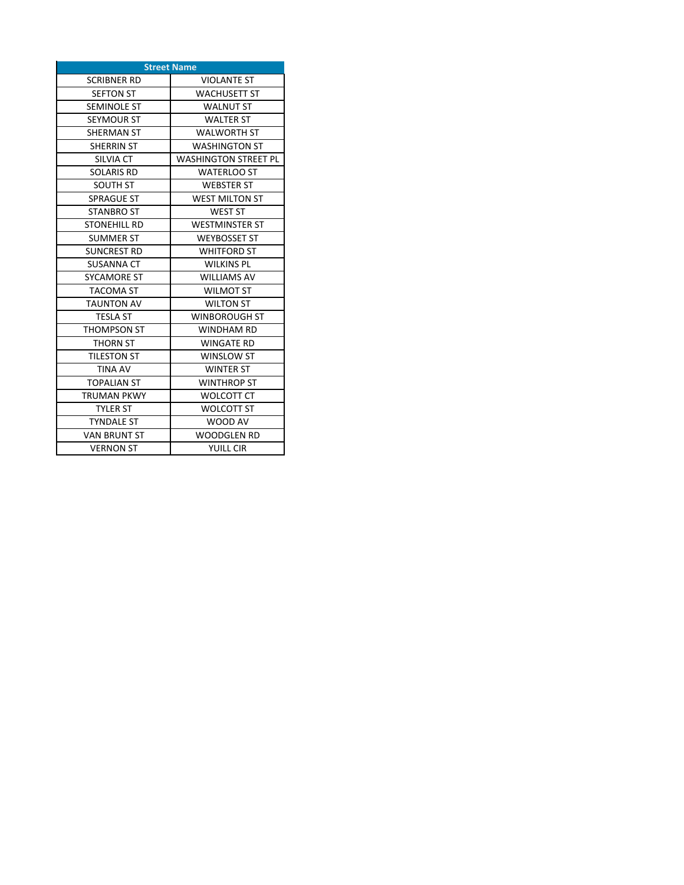| Street Name | |
|---|---|
| SCRIBNER RD | VIOLANTE ST |
| SEFTON ST | WACHUSETT ST |
| SEMINOLE ST | WALNUT ST |
| SEYMOUR ST | WALTER ST |
| SHERMAN ST | WALWORTH ST |
| SHERRIN ST | WASHINGTON ST |
| SILVIA CT | WASHINGTON STREET PL |
| SOLARIS RD | WATERLOO ST |
| SOUTH ST | WEBSTER ST |
| SPRAGUE ST | WEST MILTON ST |
| STANBRO ST | WEST ST |
| STONEHILL RD | WESTMINSTER ST |
| SUMMER ST | WEYBOSSET ST |
| SUNCREST RD | WHITFORD ST |
| SUSANNA CT | WILKINS PL |
| SYCAMORE ST | WILLIAMS AV |
| TACOMA ST | WILMOT ST |
| TAUNTON AV | WILTON ST |
| TESLA ST | WINBOROUGH ST |
| THOMPSON ST | WINDHAM RD |
| THORN ST | WINGATE RD |
| TILESTON ST | WINSLOW ST |
| TINA AV | WINTER ST |
| TOPALIAN ST | WINTHROP ST |
| TRUMAN PKWY | WOLCOTT CT |
| TYLER ST | WOLCOTT ST |
| TYNDALE ST | WOOD AV |
| VAN BRUNT ST | WOODGLEN RD |
| VERNON ST | YUILL CIR |